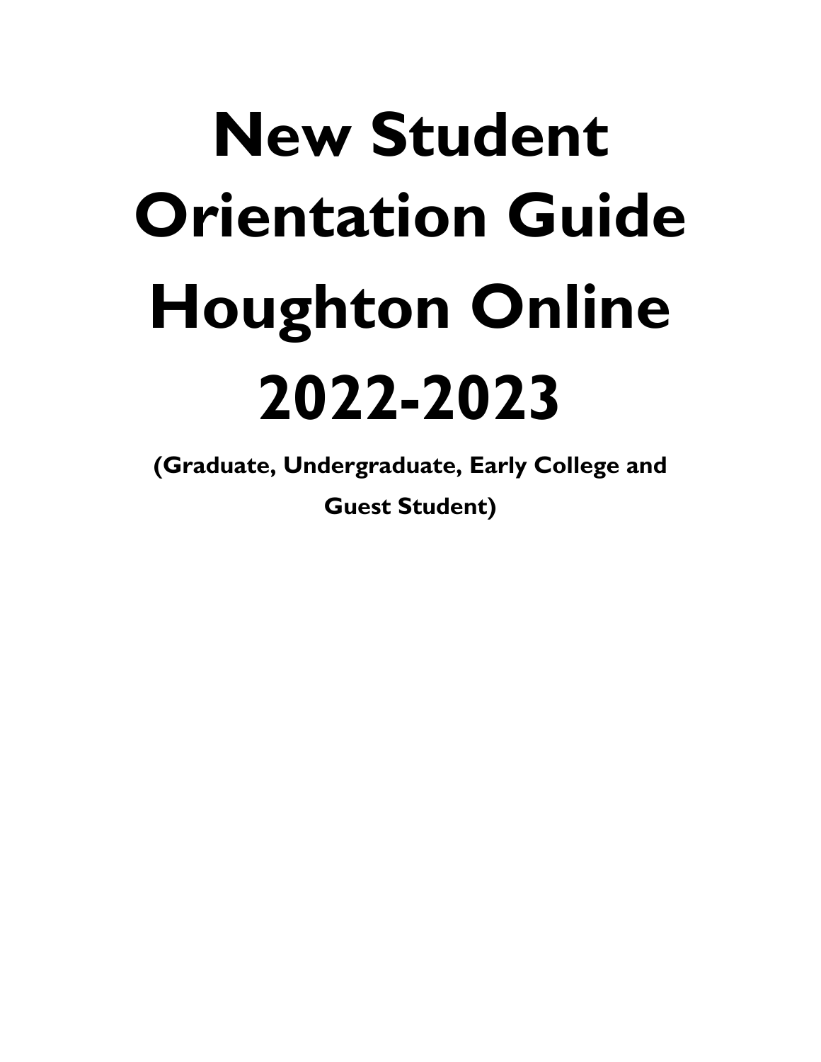# New Student Orientation Guide Houghton Online 2022-2023

**(Graduate, Undergraduate, Early College and Guest Student)**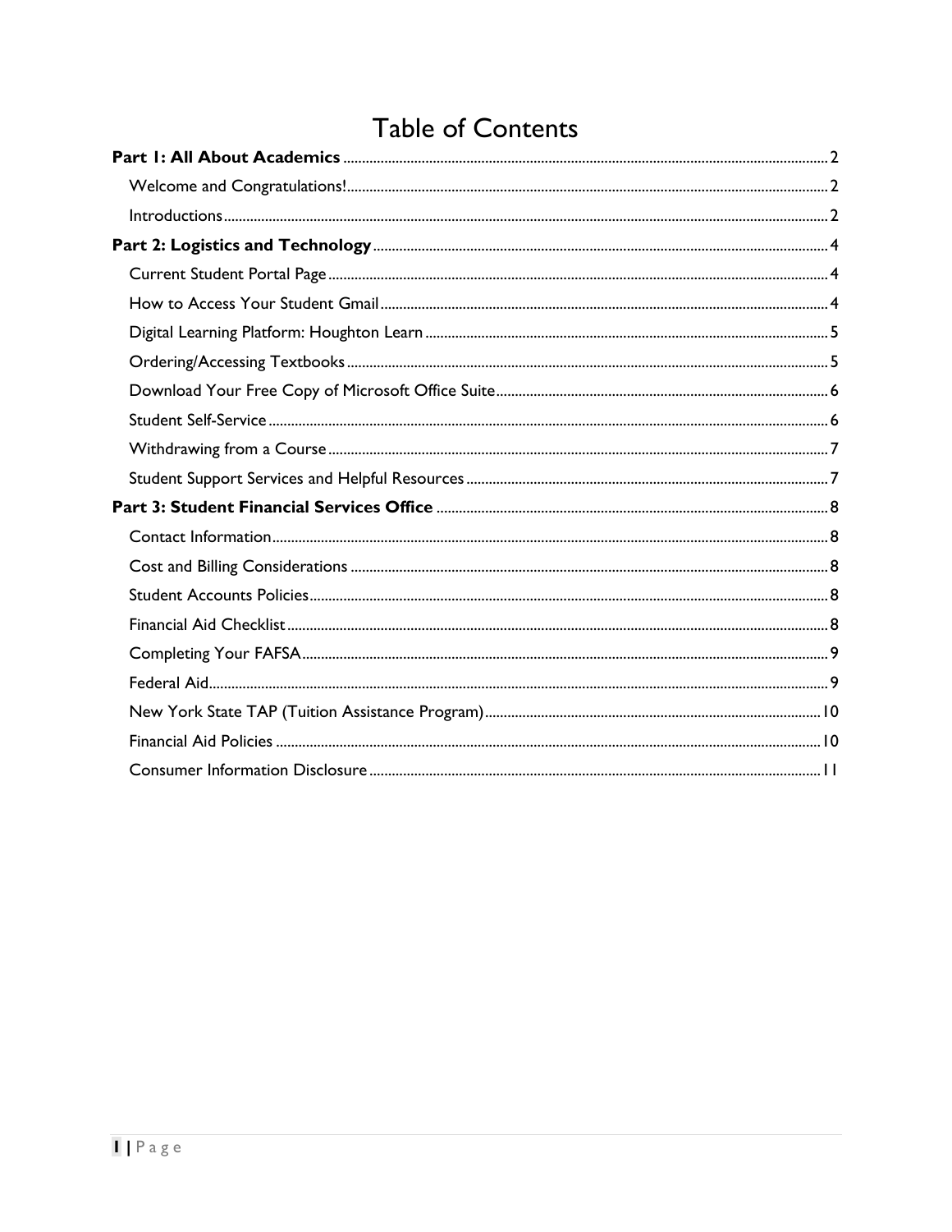# Table of Contents

**Part 1: All About Academics** ..... 2

- Welcome and Congratulations! ..... 2
- Introductions ..... 2

**Part 2: Logistics and Technology** ..... 4

- Current Student Portal Page ..... 4
- How to Access Your Student Gmail ..... 4
- Digital Learning Platform: Houghton Learn ..... 5
- Ordering/Accessing Textbooks ..... 5
- Download Your Free Copy of Microsoft Office Suite ..... 6
- Student Self-Service ..... 6
- Withdrawing from a Course ..... 7
- Student Support Services and Helpful Resources ..... 7

**Part 3: Student Financial Services Office** ..... 8

- Contact Information ..... 8
- Cost and Billing Considerations ..... 8
- Student Accounts Policies ..... 8
- Financial Aid Checklist ..... 8
- Completing Your FAFSA ..... 9
- Federal Aid ..... 9
- New York State TAP (Tuition Assistance Program) ..... 10
- Financial Aid Policies ..... 10
- Consumer Information Disclosure ..... 11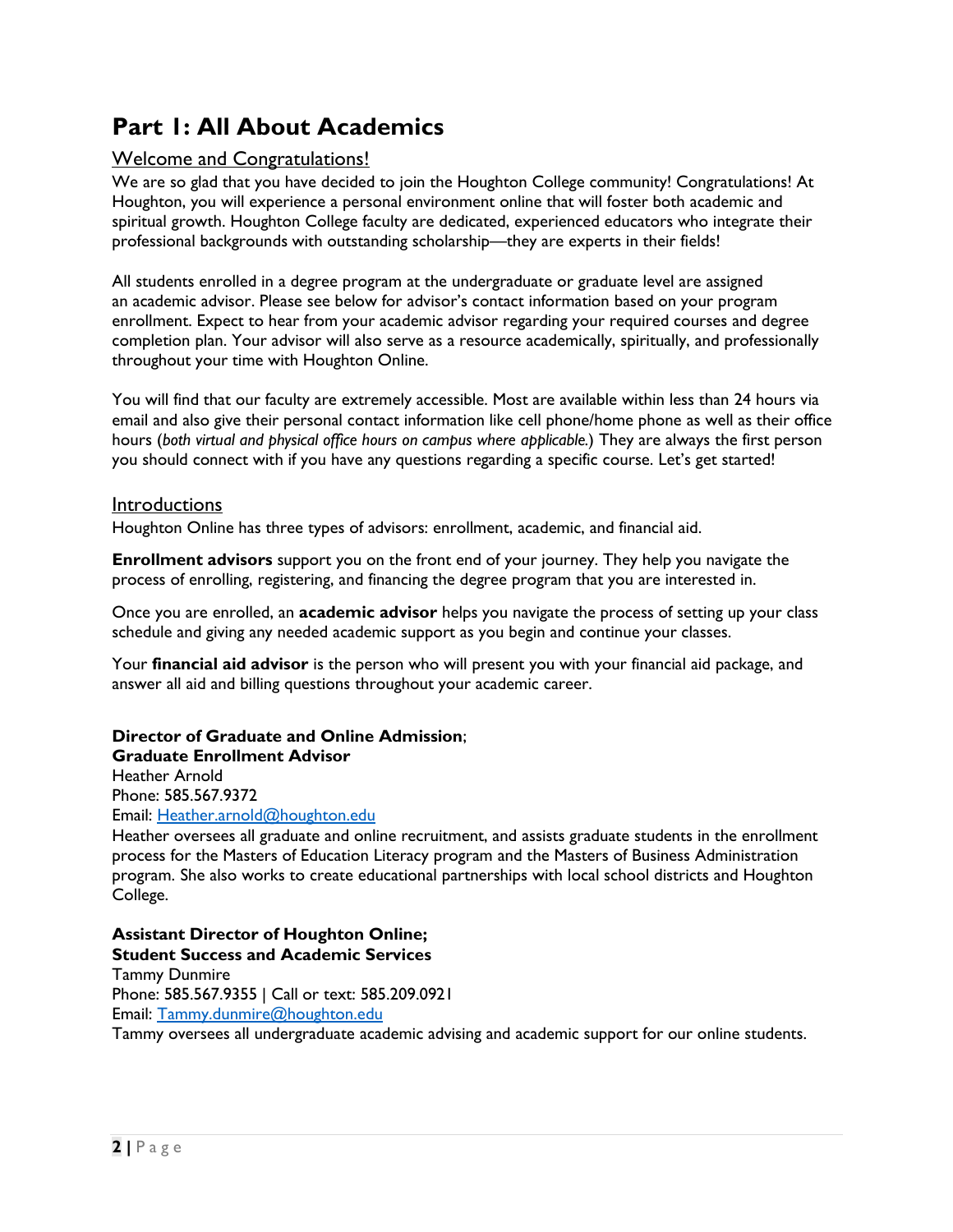# Part 1: All About Academics

## Welcome and Congratulations!

We are so glad that you have decided to join the Houghton College community! Congratulations! At Houghton, you will experience a personal environment online that will foster both academic and spiritual growth. Houghton College faculty are dedicated, experienced educators who integrate their professional backgrounds with outstanding scholarship—they are experts in their fields!

All students enrolled in a degree program at the undergraduate or graduate level are assigned an academic advisor. Please see below for advisor's contact information based on your program enrollment. Expect to hear from your academic advisor regarding your required courses and degree completion plan. Your advisor will also serve as a resource academically, spiritually, and professionally throughout your time with Houghton Online.

You will find that our faculty are extremely accessible. Most are available within less than 24 hours via email and also give their personal contact information like cell phone/home phone as well as their office hours (*both virtual and physical office hours on campus where applicable.*) They are always the first person you should connect with if you have any questions regarding a specific course. Let's get started!

## Introductions

Houghton Online has three types of advisors: enrollment, academic, and financial aid.

**Enrollment advisors** support you on the front end of your journey. They help you navigate the process of enrolling, registering, and financing the degree program that you are interested in.

Once you are enrolled, an **academic advisor** helps you navigate the process of setting up your class schedule and giving any needed academic support as you begin and continue your classes.

Your **financial aid advisor** is the person who will present you with your financial aid package, and answer all aid and billing questions throughout your academic career.

**Director of Graduate and Online Admission**;
**Graduate Enrollment Advisor**
Heather Arnold
Phone: 585.567.9372
Email: Heather.arnold@houghton.edu
Heather oversees all graduate and online recruitment, and assists graduate students in the enrollment process for the Masters of Education Literacy program and the Masters of Business Administration program. She also works to create educational partnerships with local school districts and Houghton College.

**Assistant Director of Houghton Online;**
**Student Success and Academic Services**
Tammy Dunmire
Phone: 585.567.9355 | Call or text: 585.209.0921
Email: Tammy.dunmire@houghton.edu
Tammy oversees all undergraduate academic advising and academic support for our online students.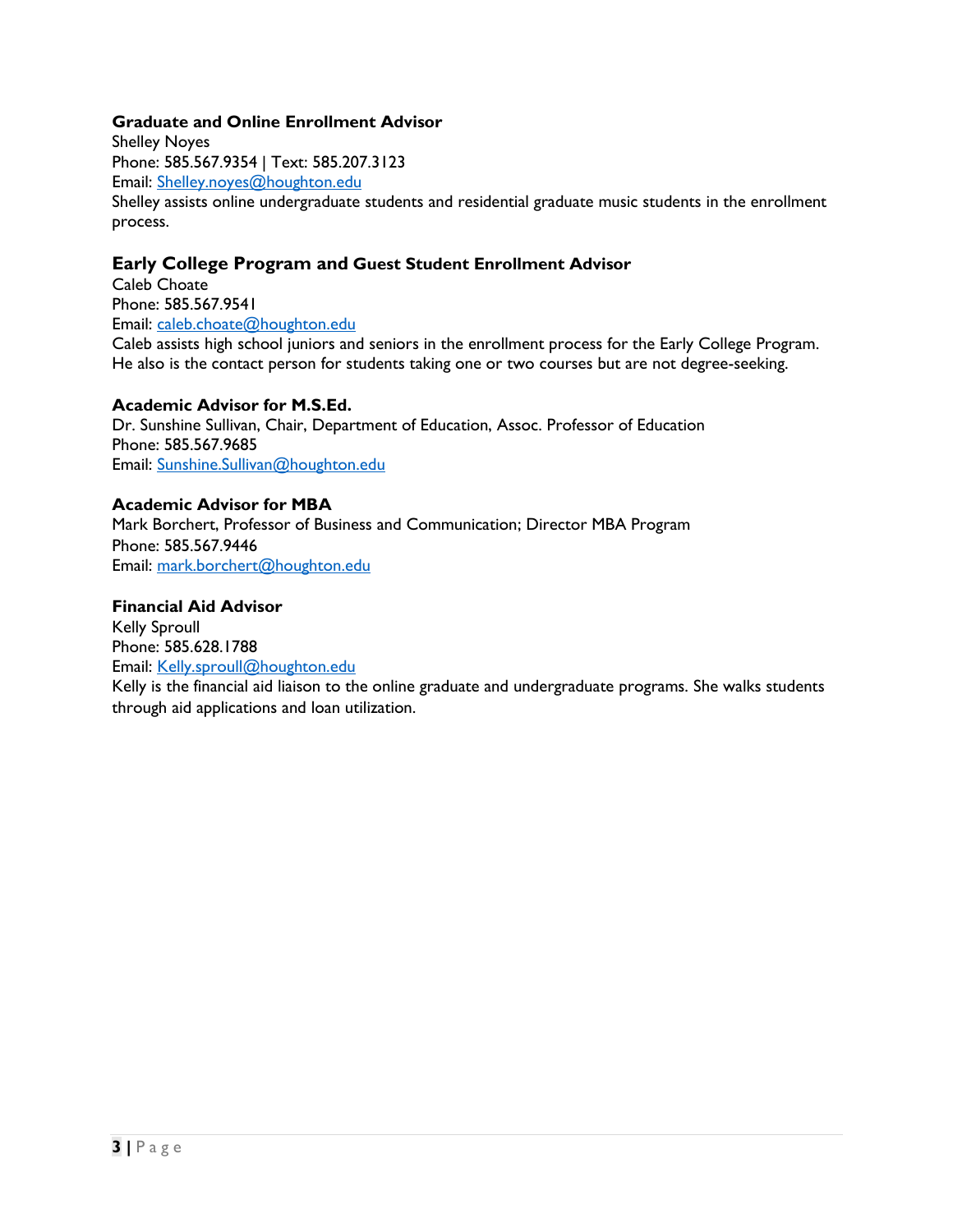**Graduate and Online Enrollment Advisor**
Shelley Noyes
Phone: 585.567.9354 | Text: 585.207.3123
Email: Shelley.noyes@houghton.edu
Shelley assists online undergraduate students and residential graduate music students in the enrollment process.

**Early College Program and Guest Student Enrollment Advisor**
Caleb Choate
Phone: 585.567.9541
Email: caleb.choate@houghton.edu
Caleb assists high school juniors and seniors in the enrollment process for the Early College Program. He also is the contact person for students taking one or two courses but are not degree-seeking.

**Academic Advisor for M.S.Ed.**
Dr. Sunshine Sullivan, Chair, Department of Education, Assoc. Professor of Education
Phone: 585.567.9685
Email: Sunshine.Sullivan@houghton.edu

**Academic Advisor for MBA**
Mark Borchert, Professor of Business and Communication; Director MBA Program
Phone: 585.567.9446
Email: mark.borchert@houghton.edu

**Financial Aid Advisor**
Kelly Sproull
Phone: 585.628.1788
Email: Kelly.sproull@houghton.edu
Kelly is the financial aid liaison to the online graduate and undergraduate programs. She walks students through aid applications and loan utilization.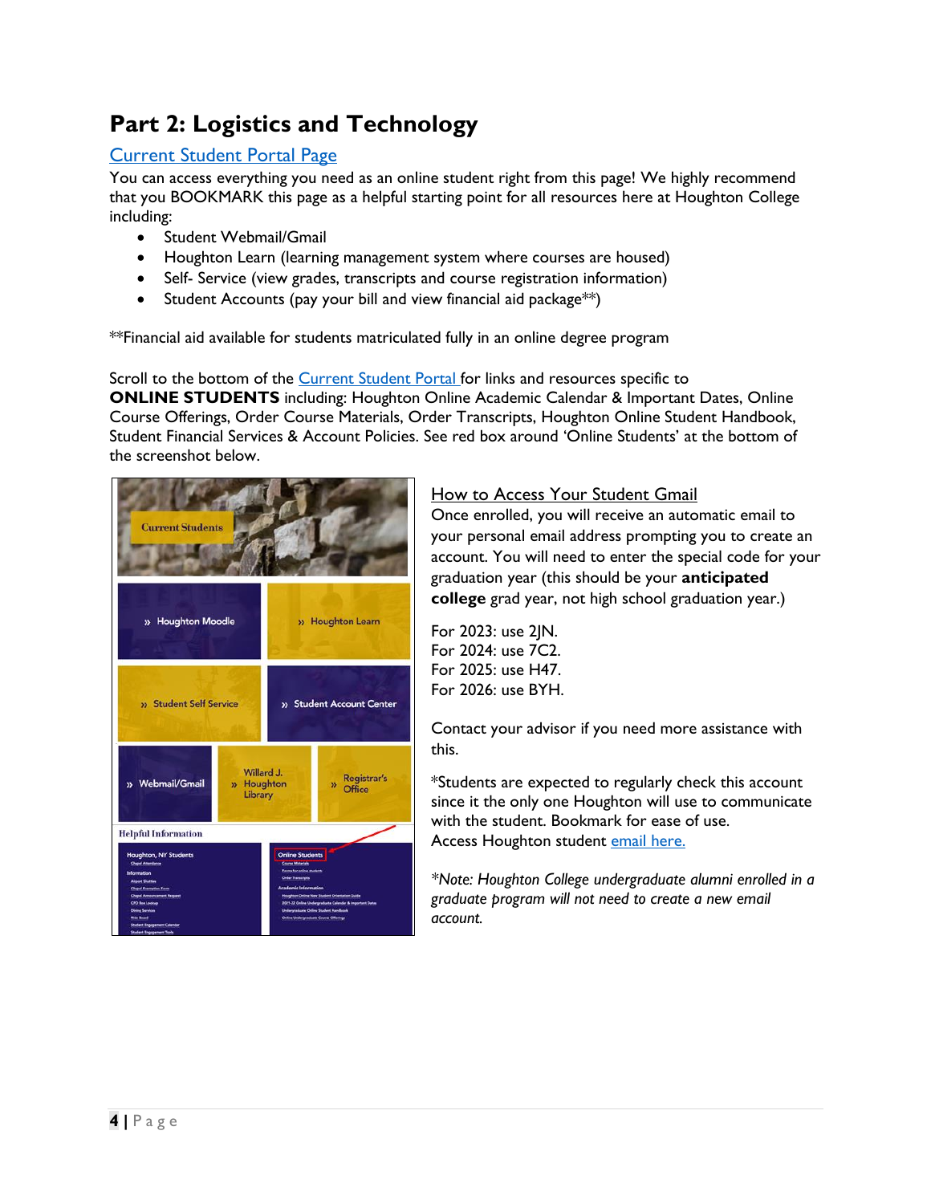# Part 2: Logistics and Technology

## Current Student Portal Page

You can access everything you need as an online student right from this page! We highly recommend that you BOOKMARK this page as a helpful starting point for all resources here at Houghton College including:

- Student Webmail/Gmail
- Houghton Learn (learning management system where courses are housed)
- Self- Service (view grades, transcripts and course registration information)
- Student Accounts (pay your bill and view financial aid package**)

**Financial aid available for students matriculated fully in an online degree program

Scroll to the bottom of the Current Student Portal for links and resources specific to **ONLINE STUDENTS** including: Houghton Online Academic Calendar & Important Dates, Online Course Offerings, Order Course Materials, Order Transcripts, Houghton Online Student Handbook, Student Financial Services & Account Policies. See red box around 'Online Students' at the bottom of the screenshot below.

## How to Access Your Student Gmail

Once enrolled, you will receive an automatic email to your personal email address prompting you to create an account. You will need to enter the special code for your graduation year (this should be your **anticipated college** grad year, not high school graduation year.)

For 2023: use 2JN.
For 2024: use 7C2.
For 2025: use H47.
For 2026: use BYH.

Contact your advisor if you need more assistance with this.

*Students are expected to regularly check this account since it the only one Houghton will use to communicate with the student. Bookmark for ease of use.
Access Houghton student email here.

*\*Note: Houghton College undergraduate alumni enrolled in a graduate program will not need to create a new email account.*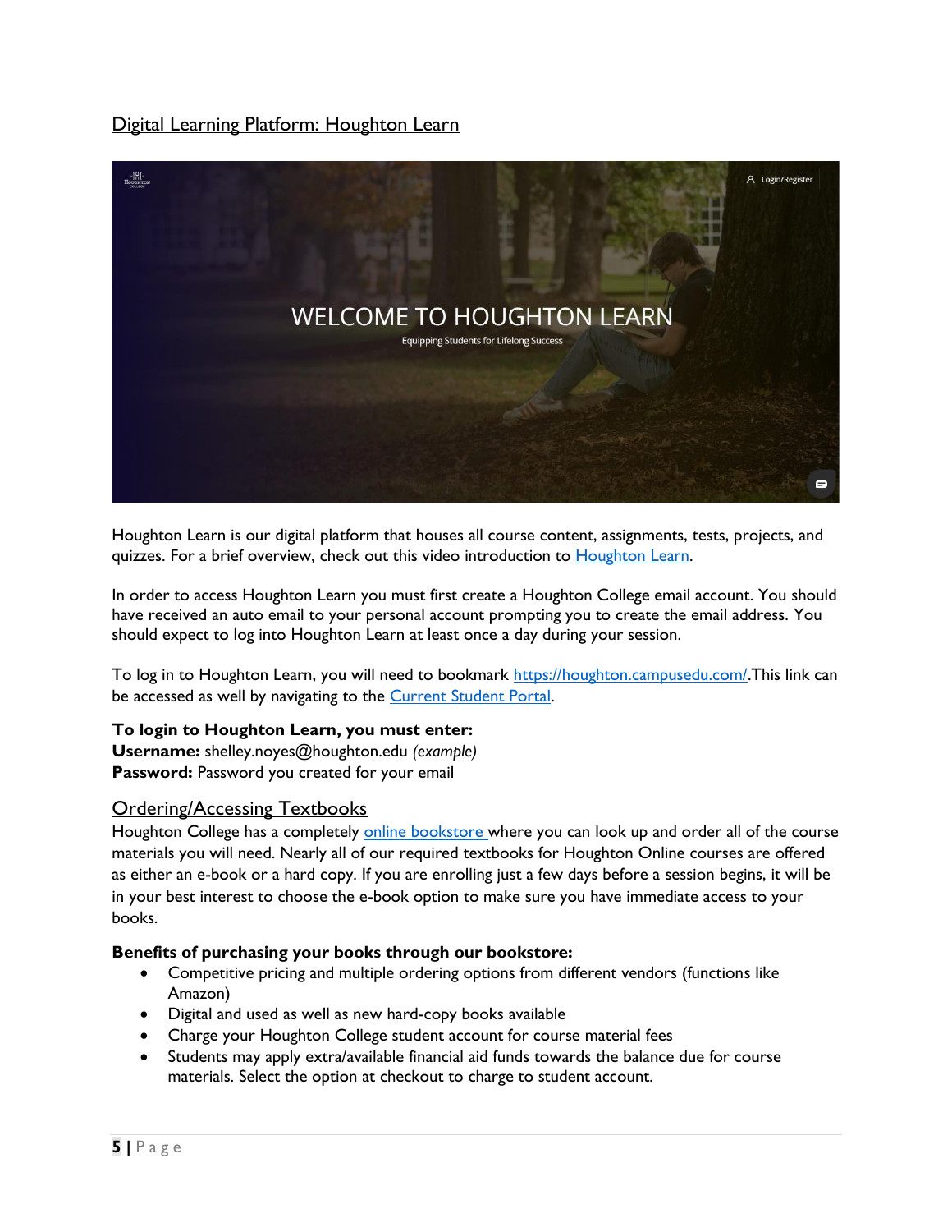## Digital Learning Platform: Houghton Learn

Houghton Learn is our digital platform that houses all course content, assignments, tests, projects, and quizzes. For a brief overview, check out this video introduction to [Houghton Learn](https://houghton.campusedu.com/).

In order to access Houghton Learn you must first create a Houghton College email account. You should have received an auto email to your personal account prompting you to create the email address. You should expect to log into Houghton Learn at least once a day during your session.

To log in to Houghton Learn, you will need to bookmark [https://houghton.campusedu.com/](https://houghton.campusedu.com/).This link can be accessed as well by navigating to the Current Student Portal.

**To login to Houghton Learn, you must enter:**
**Username:** shelley.noyes@houghton.edu *(example)*
**Password:** Password you created for your email

## Ordering/Accessing Textbooks

Houghton College has a completely online bookstore where you can look up and order all of the course materials you will need. Nearly all of our required textbooks for Houghton Online courses are offered as either an e-book or a hard copy. If you are enrolling just a few days before a session begins, it will be in your best interest to choose the e-book option to make sure you have immediate access to your books.

**Benefits of purchasing your books through our bookstore:**

- Competitive pricing and multiple ordering options from different vendors (functions like Amazon)
- Digital and used as well as new hard-copy books available
- Charge your Houghton College student account for course material fees
- Students may apply extra/available financial aid funds towards the balance due for course materials. Select the option at checkout to charge to student account.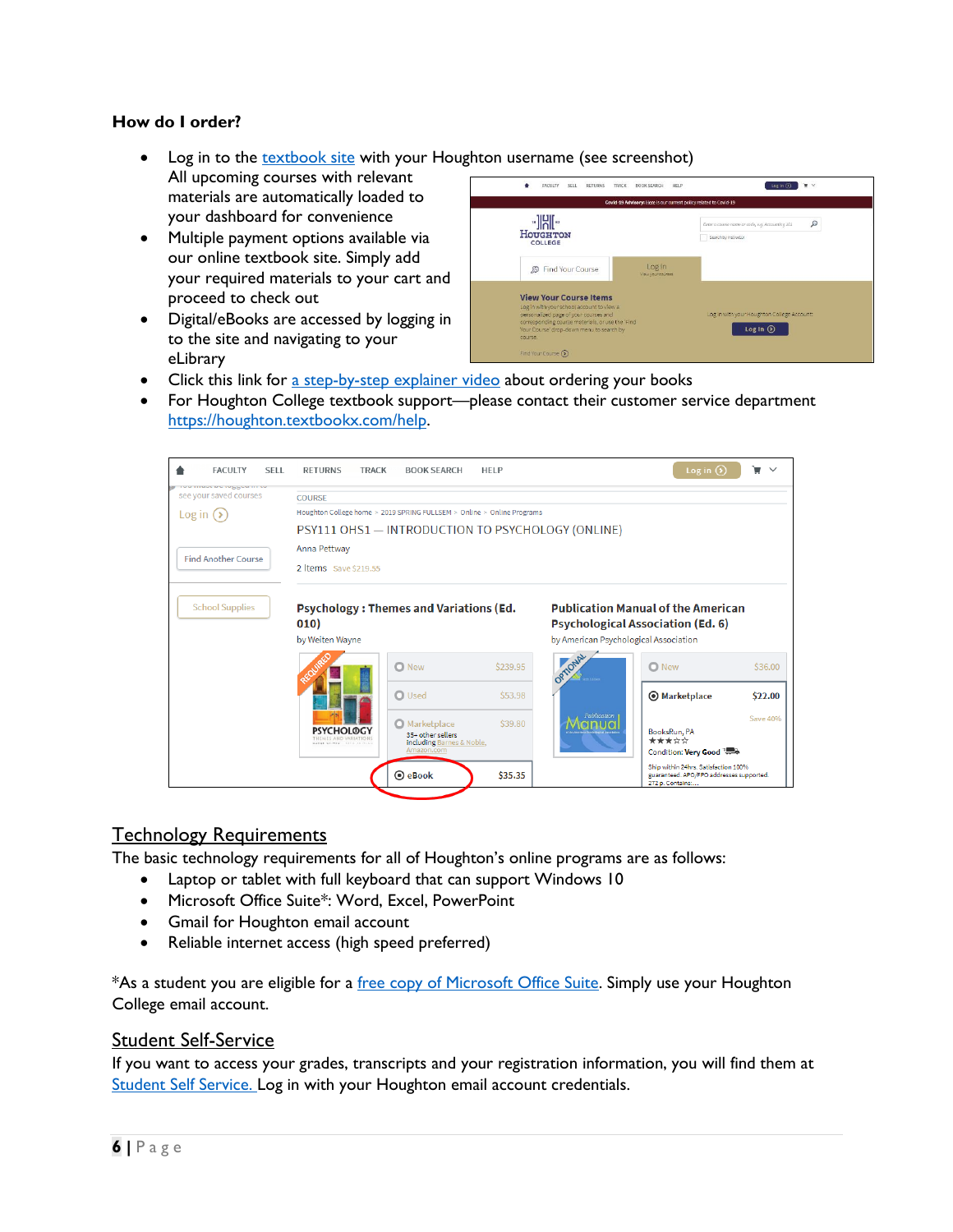**How do I order?**

- Log in to the textbook site with your Houghton username (see screenshot) All upcoming courses with relevant materials are automatically loaded to your dashboard for convenience
- Multiple payment options available via our online textbook site. Simply add your required materials to your cart and proceed to check out
- Digital/eBooks are accessed by logging in to the site and navigating to your eLibrary
- Click this link for a step-by-step explainer video about ordering your books
- For Houghton College textbook support—please contact their customer service department https://houghton.textbookx.com/help.

## Technology Requirements

The basic technology requirements for all of Houghton's online programs are as follows:

- Laptop or tablet with full keyboard that can support Windows 10
- Microsoft Office Suite*: Word, Excel, PowerPoint
- Gmail for Houghton email account
- Reliable internet access (high speed preferred)

*As a student you are eligible for a free copy of Microsoft Office Suite. Simply use your Houghton College email account.

## Student Self-Service

If you want to access your grades, transcripts and your registration information, you will find them at Student Self Service. Log in with your Houghton email account credentials.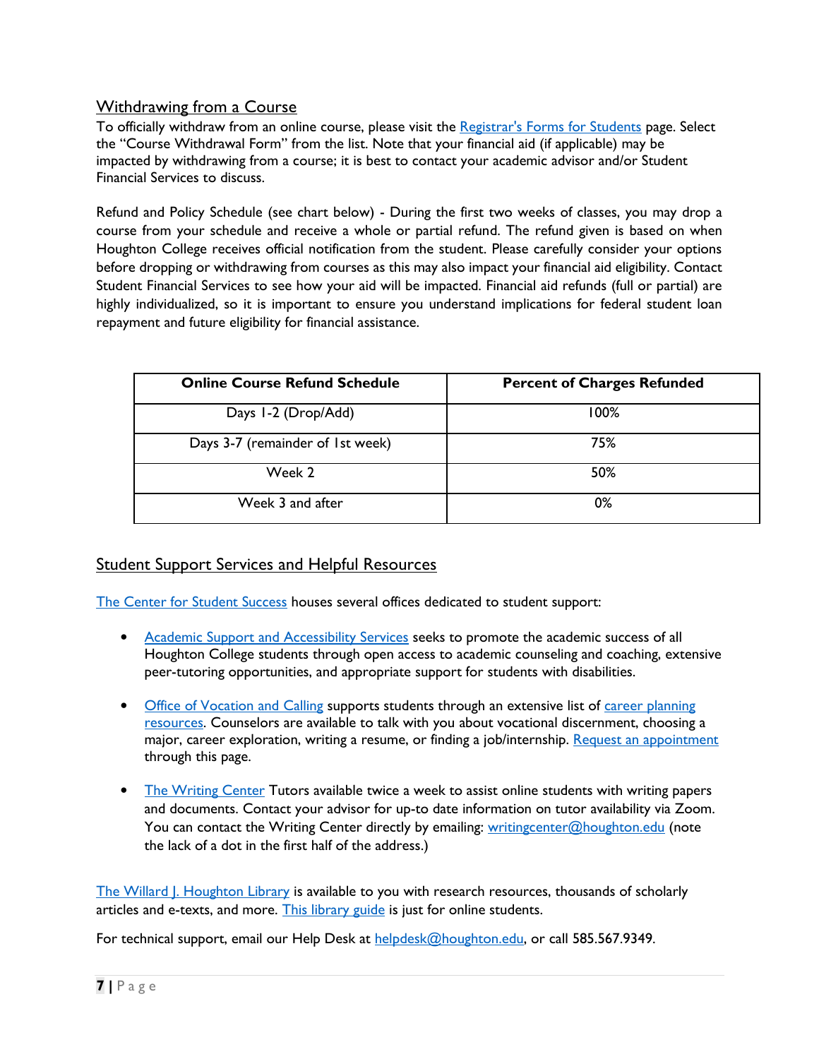## Withdrawing from a Course

To officially withdraw from an online course, please visit the Registrar's Forms for Students page. Select the "Course Withdrawal Form" from the list. Note that your financial aid (if applicable) may be impacted by withdrawing from a course; it is best to contact your academic advisor and/or Student Financial Services to discuss.

Refund and Policy Schedule (see chart below) - During the first two weeks of classes, you may drop a course from your schedule and receive a whole or partial refund. The refund given is based on when Houghton College receives official notification from the student. Please carefully consider your options before dropping or withdrawing from courses as this may also impact your financial aid eligibility. Contact Student Financial Services to see how your aid will be impacted. Financial aid refunds (full or partial) are highly individualized, so it is important to ensure you understand implications for federal student loan repayment and future eligibility for financial assistance.

| Online Course Refund Schedule | Percent of Charges Refunded |
|---|---|
| Days 1-2 (Drop/Add) | 100% |
| Days 3-7 (remainder of 1st week) | 75% |
| Week 2 | 50% |
| Week 3 and after | 0% |

## Student Support Services and Helpful Resources

The Center for Student Success houses several offices dedicated to student support:

- Academic Support and Accessibility Services seeks to promote the academic success of all Houghton College students through open access to academic counseling and coaching, extensive peer-tutoring opportunities, and appropriate support for students with disabilities.

- Office of Vocation and Calling supports students through an extensive list of career planning resources. Counselors are available to talk with you about vocational discernment, choosing a major, career exploration, writing a resume, or finding a job/internship. Request an appointment through this page.

- The Writing Center Tutors available twice a week to assist online students with writing papers and documents. Contact your advisor for up-to date information on tutor availability via Zoom. You can contact the Writing Center directly by emailing: writingcenter@houghton.edu (note the lack of a dot in the first half of the address.)

The Willard J. Houghton Library is available to you with research resources, thousands of scholarly articles and e-texts, and more. This library guide is just for online students.

For technical support, email our Help Desk at helpdesk@houghton.edu, or call 585.567.9349.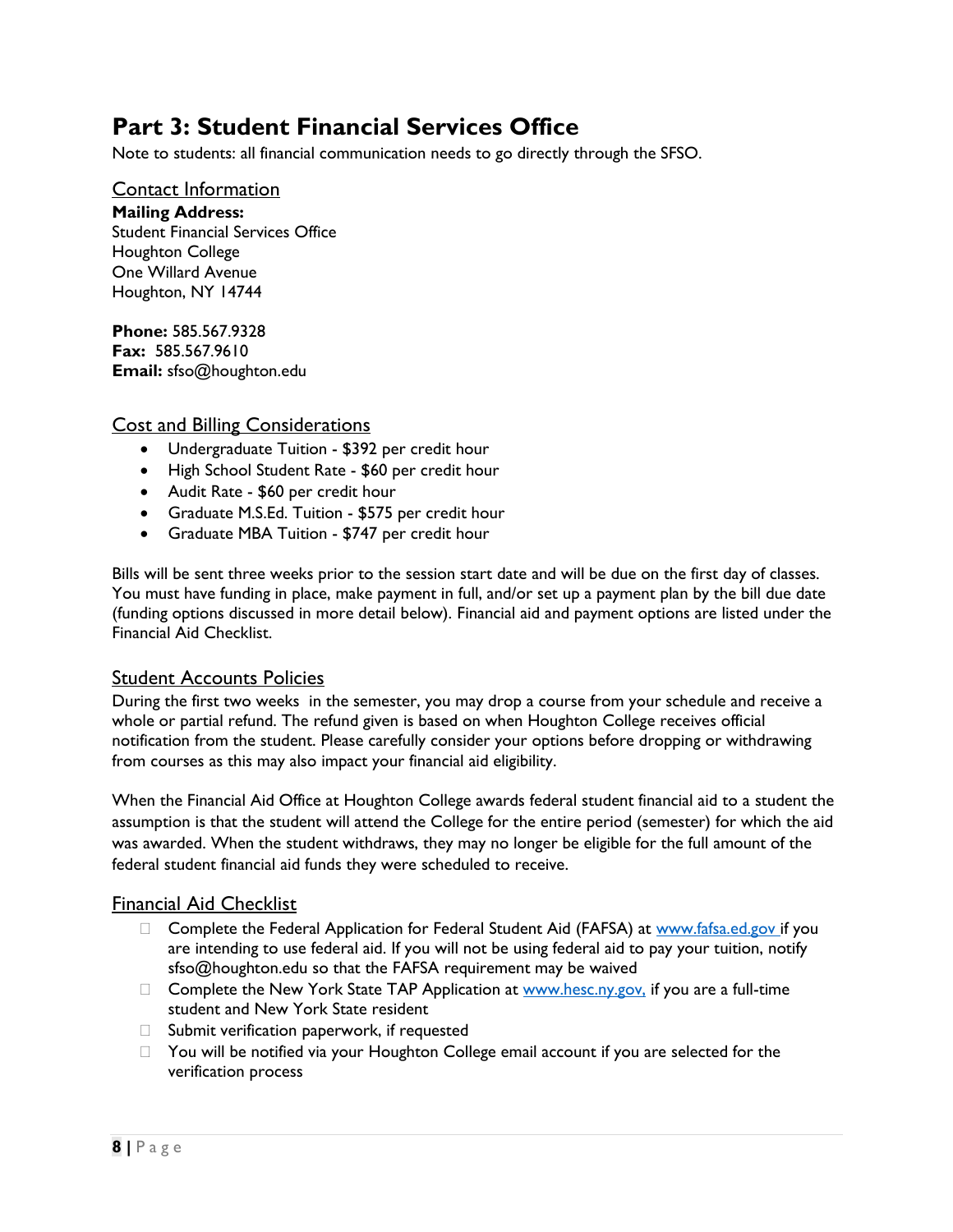# Part 3: Student Financial Services Office

Note to students: all financial communication needs to go directly through the SFSO.

## Contact Information

**Mailing Address:**
Student Financial Services Office
Houghton College
One Willard Avenue
Houghton, NY 14744

**Phone:** 585.567.9328
**Fax:** 585.567.9610
**Email:** sfso@houghton.edu

## Cost and Billing Considerations

- Undergraduate Tuition - $392 per credit hour
- High School Student Rate - $60 per credit hour
- Audit Rate - $60 per credit hour
- Graduate M.S.Ed. Tuition - $575 per credit hour
- Graduate MBA Tuition - $747 per credit hour

Bills will be sent three weeks prior to the session start date and will be due on the first day of classes. You must have funding in place, make payment in full, and/or set up a payment plan by the bill due date (funding options discussed in more detail below). Financial aid and payment options are listed under the Financial Aid Checklist.

## Student Accounts Policies

During the first two weeks in the semester, you may drop a course from your schedule and receive a whole or partial refund. The refund given is based on when Houghton College receives official notification from the student. Please carefully consider your options before dropping or withdrawing from courses as this may also impact your financial aid eligibility.

When the Financial Aid Office at Houghton College awards federal student financial aid to a student the assumption is that the student will attend the College for the entire period (semester) for which the aid was awarded. When the student withdraws, they may no longer be eligible for the full amount of the federal student financial aid funds they were scheduled to receive.

## Financial Aid Checklist

- [ ] Complete the Federal Application for Federal Student Aid (FAFSA) at www.fafsa.ed.gov if you are intending to use federal aid. If you will not be using federal aid to pay your tuition, notify sfso@houghton.edu so that the FAFSA requirement may be waived
- [ ] Complete the New York State TAP Application at www.hesc.ny.gov, if you are a full-time student and New York State resident
- [ ] Submit verification paperwork, if requested
- [ ] You will be notified via your Houghton College email account if you are selected for the verification process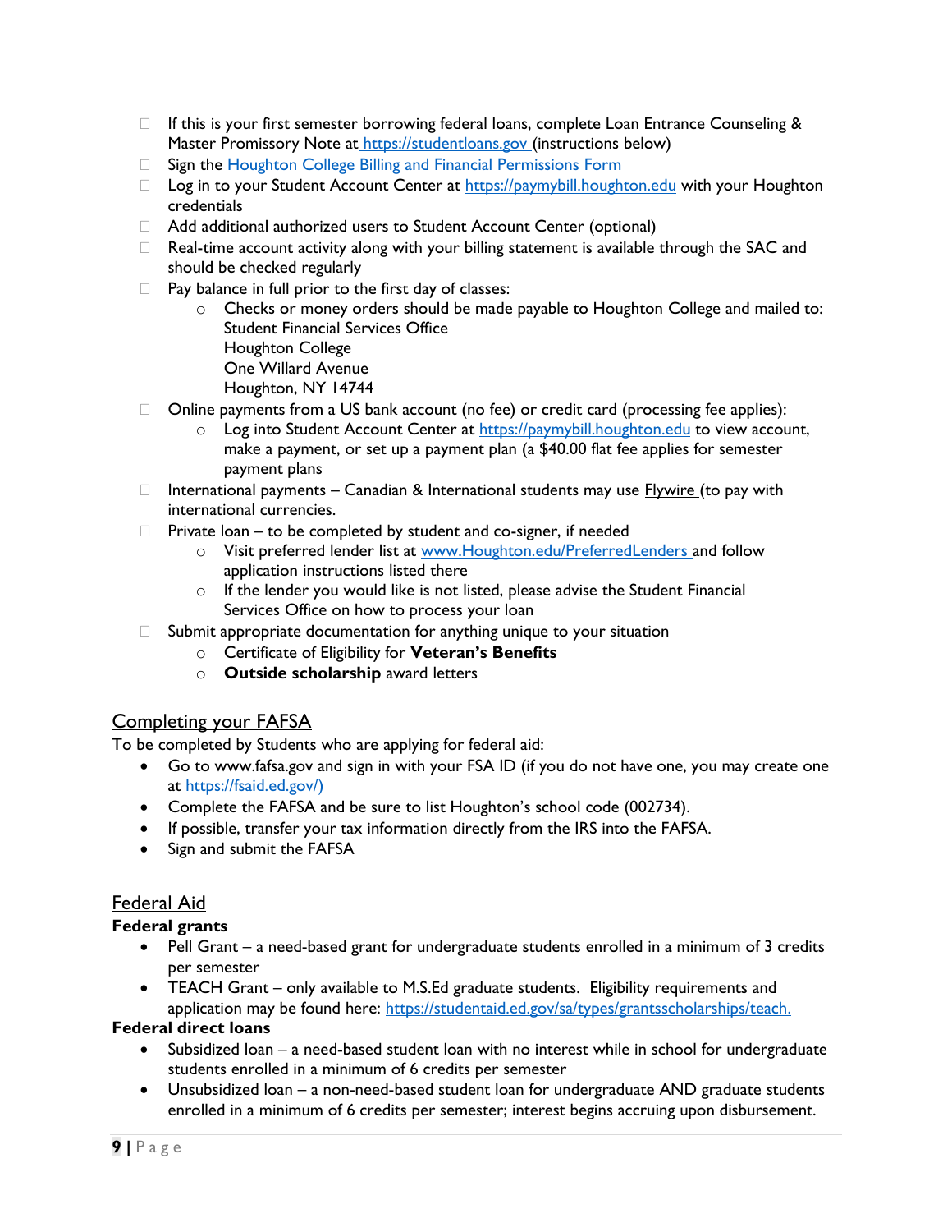- [ ] If this is your first semester borrowing federal loans, complete Loan Entrance Counseling & Master Promissory Note at https://studentloans.gov (instructions below)
- [ ] Sign the Houghton College Billing and Financial Permissions Form
- [ ] Log in to your Student Account Center at https://paymybill.houghton.edu with your Houghton credentials
- [ ] Add additional authorized users to Student Account Center (optional)
- [ ] Real-time account activity along with your billing statement is available through the SAC and should be checked regularly
- [ ] Pay balance in full prior to the first day of classes:
  - Checks or money orders should be made payable to Houghton College and mailed to:
    Student Financial Services Office
    Houghton College
    One Willard Avenue
    Houghton, NY 14744
- [ ] Online payments from a US bank account (no fee) or credit card (processing fee applies):
  - Log into Student Account Center at https://paymybill.houghton.edu to view account, make a payment, or set up a payment plan (a $40.00 flat fee applies for semester payment plans
- [ ] International payments – Canadian & International students may use Flywire (to pay with international currencies.
- [ ] Private loan – to be completed by student and co-signer, if needed
  - Visit preferred lender list at www.Houghton.edu/PreferredLenders and follow application instructions listed there
  - If the lender you would like is not listed, please advise the Student Financial Services Office on how to process your loan
- [ ] Submit appropriate documentation for anything unique to your situation
  - Certificate of Eligibility for **Veteran's Benefits**
  - **Outside scholarship** award letters

## Completing your FAFSA

To be completed by Students who are applying for federal aid:

- Go to www.fafsa.gov and sign in with your FSA ID (if you do not have one, you may create one at https://fsaid.ed.gov/)
- Complete the FAFSA and be sure to list Houghton's school code (002734).
- If possible, transfer your tax information directly from the IRS into the FAFSA.
- Sign and submit the FAFSA

## Federal Aid

**Federal grants**

- Pell Grant – a need-based grant for undergraduate students enrolled in a minimum of 3 credits per semester
- TEACH Grant – only available to M.S.Ed graduate students. Eligibility requirements and application may be found here: https://studentaid.ed.gov/sa/types/grantsscholarships/teach.

**Federal direct loans**

- Subsidized loan – a need-based student loan with no interest while in school for undergraduate students enrolled in a minimum of 6 credits per semester
- Unsubsidized loan – a non-need-based student loan for undergraduate AND graduate students enrolled in a minimum of 6 credits per semester; interest begins accruing upon disbursement.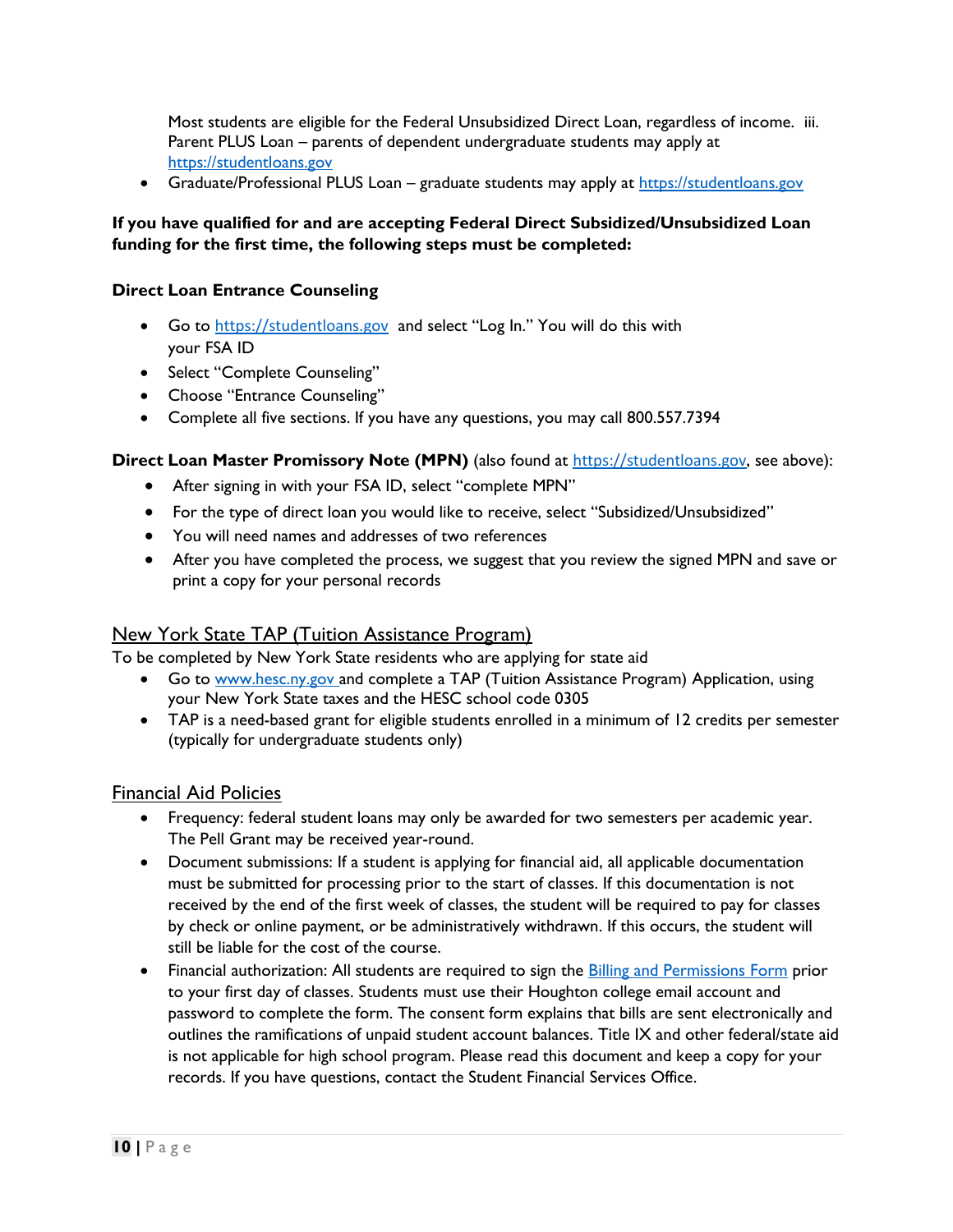Most students are eligible for the Federal Unsubsidized Direct Loan, regardless of income. iii. Parent PLUS Loan – parents of dependent undergraduate students may apply at https://studentloans.gov

- Graduate/Professional PLUS Loan – graduate students may apply at https://studentloans.gov

**If you have qualified for and are accepting Federal Direct Subsidized/Unsubsidized Loan funding for the first time, the following steps must be completed:**

**Direct Loan Entrance Counseling**

- Go to https://studentloans.gov and select "Log In." You will do this with your FSA ID
- Select "Complete Counseling"
- Choose "Entrance Counseling"
- Complete all five sections. If you have any questions, you may call 800.557.7394

**Direct Loan Master Promissory Note (MPN)** (also found at https://studentloans.gov, see above):

- After signing in with your FSA ID, select "complete MPN"
- For the type of direct loan you would like to receive, select "Subsidized/Unsubsidized"
- You will need names and addresses of two references
- After you have completed the process, we suggest that you review the signed MPN and save or print a copy for your personal records

## New York State TAP (Tuition Assistance Program)

To be completed by New York State residents who are applying for state aid

- Go to www.hesc.ny.gov and complete a TAP (Tuition Assistance Program) Application, using your New York State taxes and the HESC school code 0305
- TAP is a need-based grant for eligible students enrolled in a minimum of 12 credits per semester (typically for undergraduate students only)

## Financial Aid Policies

- Frequency: federal student loans may only be awarded for two semesters per academic year. The Pell Grant may be received year-round.
- Document submissions: If a student is applying for financial aid, all applicable documentation must be submitted for processing prior to the start of classes. If this documentation is not received by the end of the first week of classes, the student will be required to pay for classes by check or online payment, or be administratively withdrawn. If this occurs, the student will still be liable for the cost of the course.
- Financial authorization: All students are required to sign the Billing and Permissions Form prior to your first day of classes. Students must use their Houghton college email account and password to complete the form. The consent form explains that bills are sent electronically and outlines the ramifications of unpaid student account balances. Title IX and other federal/state aid is not applicable for high school program. Please read this document and keep a copy for your records. If you have questions, contact the Student Financial Services Office.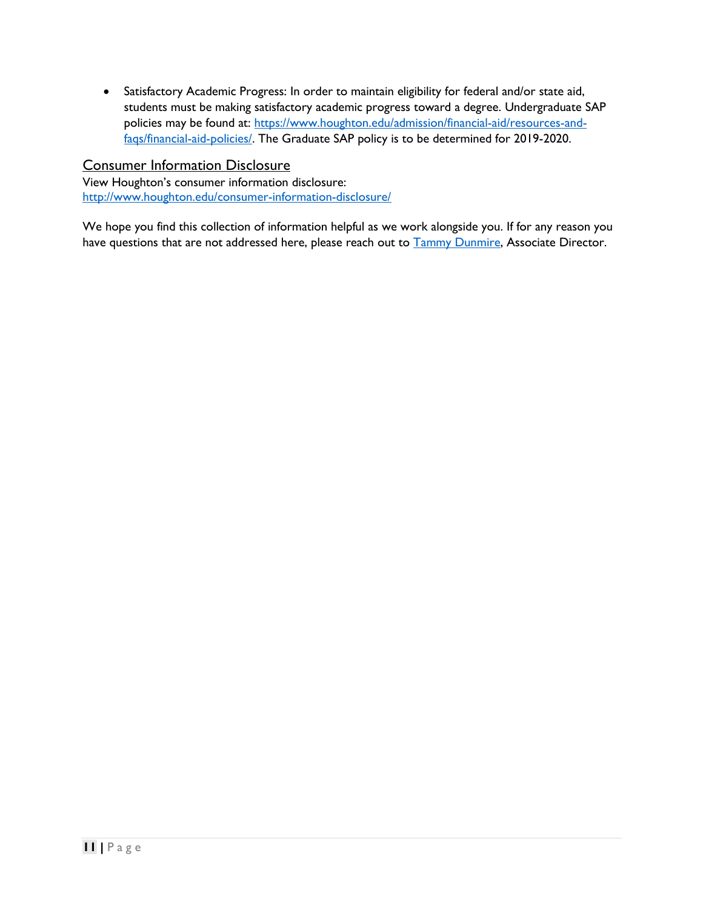- Satisfactory Academic Progress: In order to maintain eligibility for federal and/or state aid, students must be making satisfactory academic progress toward a degree. Undergraduate SAP policies may be found at: [https://www.houghton.edu/admission/financial-aid/resources-and-faqs/financial-aid-policies/](https://www.houghton.edu/admission/financial-aid/resources-and-faqs/financial-aid-policies/). The Graduate SAP policy is to be determined for 2019-2020.

## Consumer Information Disclosure

View Houghton's consumer information disclosure:
[http://www.houghton.edu/consumer-information-disclosure/](http://www.houghton.edu/consumer-information-disclosure/)

We hope you find this collection of information helpful as we work alongside you. If for any reason you have questions that are not addressed here, please reach out to Tammy Dunmire, Associate Director.